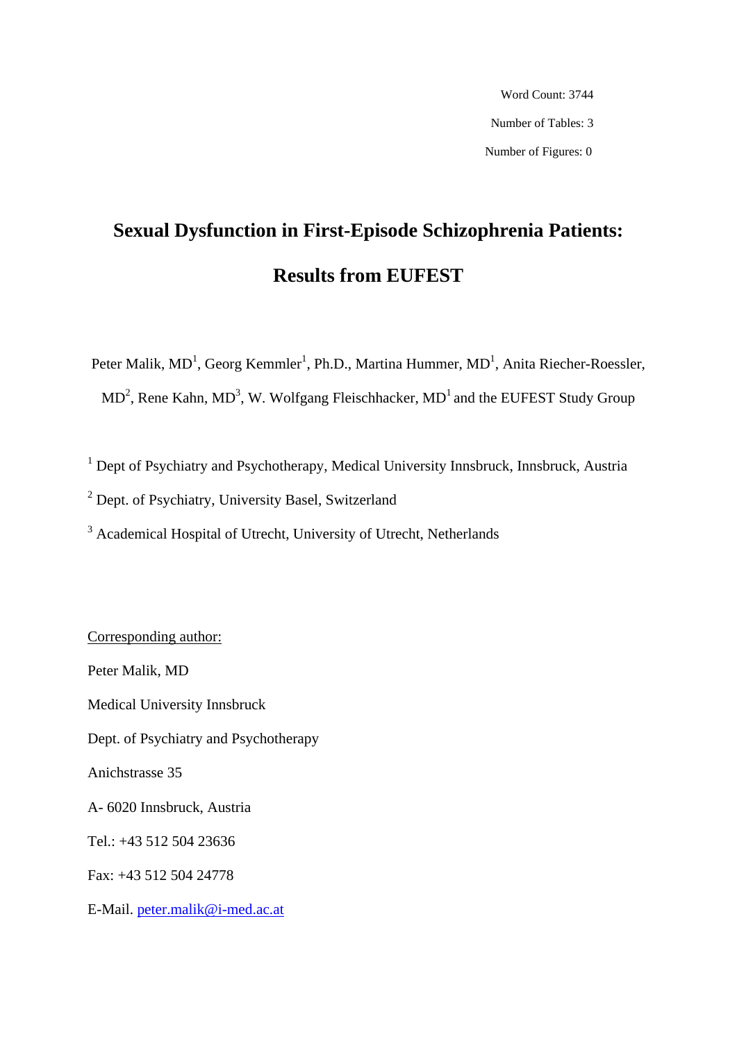Word Count: 3744

Number of Tables: 3

Number of Figures: 0

# Sexual Dysfunction in First-Episode Schizophrenia Patients: Results from EUFEST

Peter Malik, MD[1], Georg Kemmler[1], Ph.D., Martina Hummer, MD[1], Anita Riecher-Roessler, MD[2], Rene Kahn, MD[3], W. Wolfgang Fleischhacker, MD[1] and the EUFEST Study Group

[1] Dept of Psychiatry and Psychotherapy, Medical University Innsbruck, Innsbruck, Austria

[2] Dept. of Psychiatry, University Basel, Switzerland

[3] Academical Hospital of Utrecht, University of Utrecht, Netherlands

<u>Corresponding author:</u>

Peter Malik, MD

Medical University Innsbruck

Dept. of Psychiatry and Psychotherapy

Anichstrasse 35

A- 6020 Innsbruck, Austria

Tel.: +43 512 504 23636

Fax: +43 512 504 24778

E-Mail. peter.malik@i-med.ac.at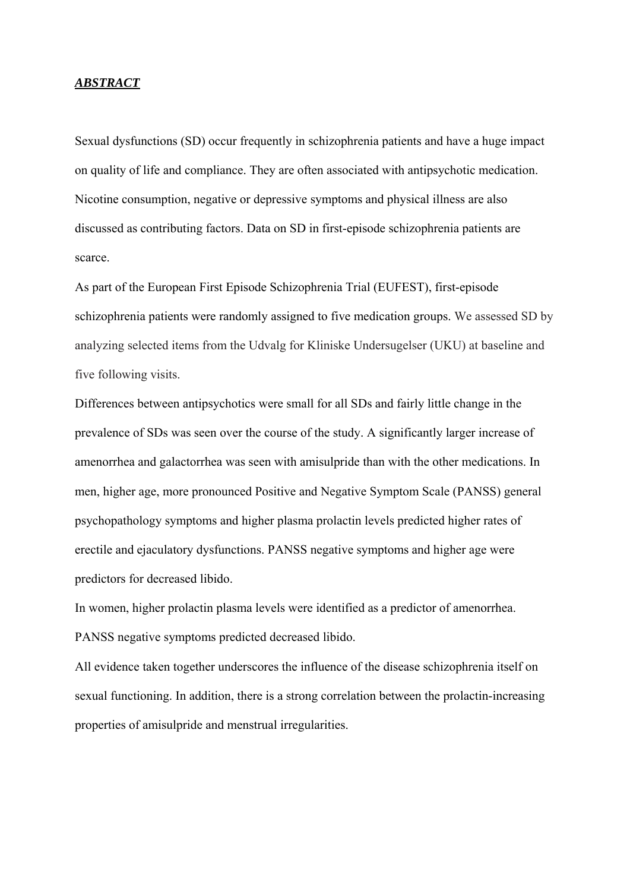## ***ABSTRACT***

Sexual dysfunctions (SD) occur frequently in schizophrenia patients and have a huge impact on quality of life and compliance. They are often associated with antipsychotic medication. Nicotine consumption, negative or depressive symptoms and physical illness are also discussed as contributing factors. Data on SD in first-episode schizophrenia patients are scarce.

As part of the European First Episode Schizophrenia Trial (EUFEST), first-episode schizophrenia patients were randomly assigned to five medication groups. We assessed SD by analyzing selected items from the Udvalg for Kliniske Undersugelser (UKU) at baseline and five following visits.

Differences between antipsychotics were small for all SDs and fairly little change in the prevalence of SDs was seen over the course of the study. A significantly larger increase of amenorrhea and galactorrhea was seen with amisulpride than with the other medications. In men, higher age, more pronounced Positive and Negative Symptom Scale (PANSS) general psychopathology symptoms and higher plasma prolactin levels predicted higher rates of erectile and ejaculatory dysfunctions. PANSS negative symptoms and higher age were predictors for decreased libido.

In women, higher prolactin plasma levels were identified as a predictor of amenorrhea. PANSS negative symptoms predicted decreased libido.

All evidence taken together underscores the influence of the disease schizophrenia itself on sexual functioning. In addition, there is a strong correlation between the prolactin-increasing properties of amisulpride and menstrual irregularities.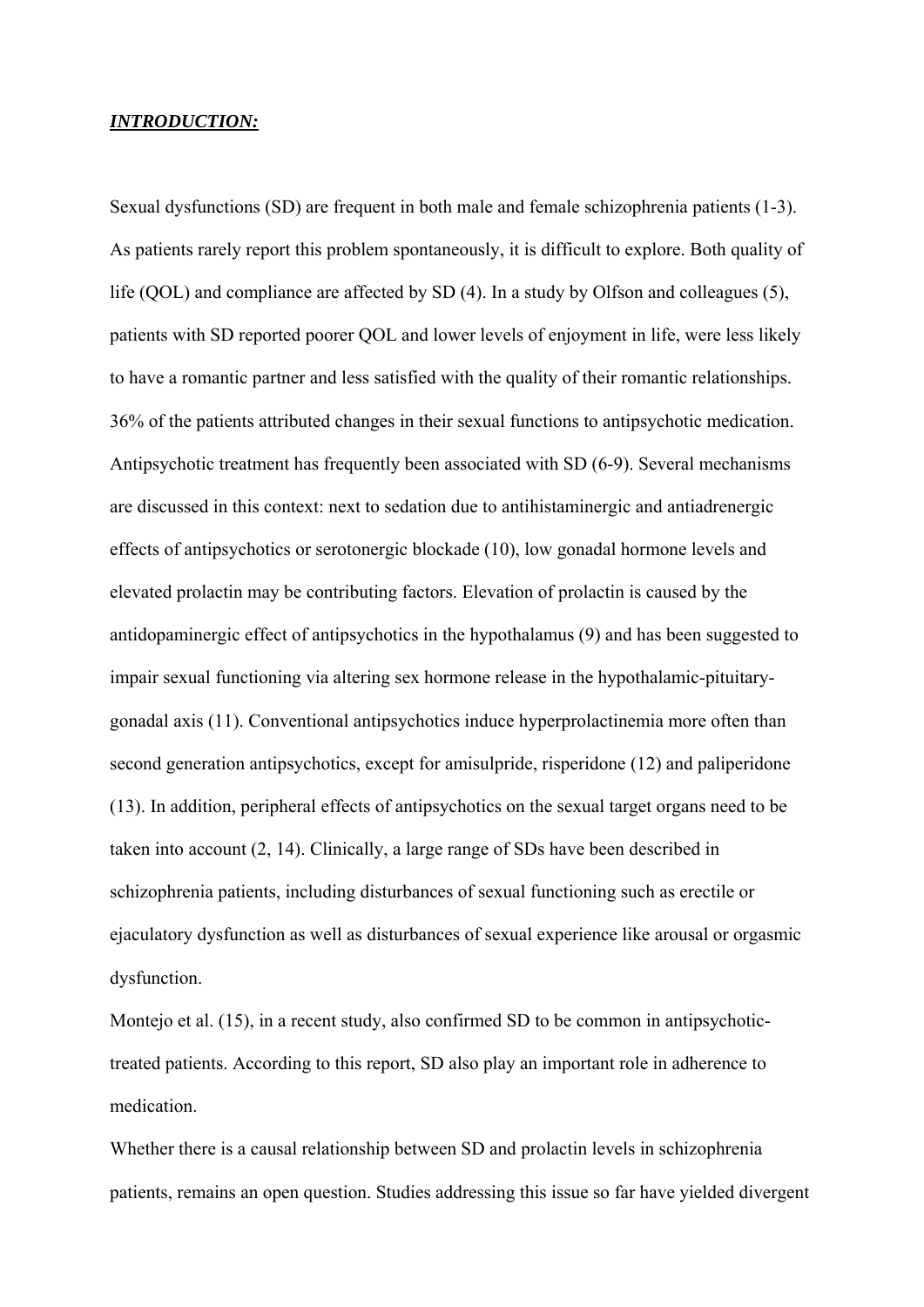***INTRODUCTION:***

Sexual dysfunctions (SD) are frequent in both male and female schizophrenia patients (1-3). As patients rarely report this problem spontaneously, it is difficult to explore. Both quality of life (QOL) and compliance are affected by SD (4). In a study by Olfson and colleagues (5), patients with SD reported poorer QOL and lower levels of enjoyment in life, were less likely to have a romantic partner and less satisfied with the quality of their romantic relationships. 36% of the patients attributed changes in their sexual functions to antipsychotic medication. Antipsychotic treatment has frequently been associated with SD (6-9). Several mechanisms are discussed in this context: next to sedation due to antihistaminergic and antiadrenergic effects of antipsychotics or serotonergic blockade (10), low gonadal hormone levels and elevated prolactin may be contributing factors. Elevation of prolactin is caused by the antidopaminergic effect of antipsychotics in the hypothalamus (9) and has been suggested to impair sexual functioning via altering sex hormone release in the hypothalamic-pituitary-gonadal axis (11). Conventional antipsychotics induce hyperprolactinemia more often than second generation antipsychotics, except for amisulpride, risperidone (12) and paliperidone (13). In addition, peripheral effects of antipsychotics on the sexual target organs need to be taken into account (2, 14). Clinically, a large range of SDs have been described in schizophrenia patients, including disturbances of sexual functioning such as erectile or ejaculatory dysfunction as well as disturbances of sexual experience like arousal or orgasmic dysfunction.

Montejo et al. (15), in a recent study, also confirmed SD to be common in antipsychotic-treated patients. According to this report, SD also play an important role in adherence to medication.

Whether there is a causal relationship between SD and prolactin levels in schizophrenia patients, remains an open question. Studies addressing this issue so far have yielded divergent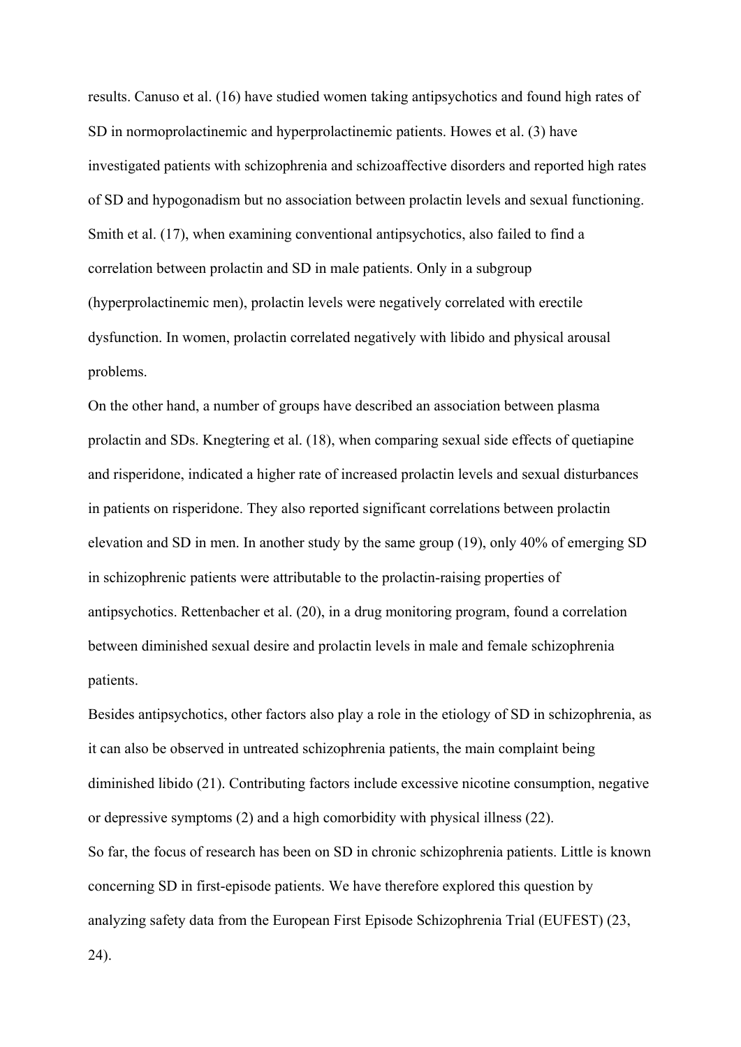results. Canuso et al. (16) have studied women taking antipsychotics and found high rates of SD in normoprolactinemic and hyperprolactinemic patients. Howes et al. (3) have investigated patients with schizophrenia and schizoaffective disorders and reported high rates of SD and hypogonadism but no association between prolactin levels and sexual functioning. Smith et al. (17), when examining conventional antipsychotics, also failed to find a correlation between prolactin and SD in male patients. Only in a subgroup (hyperprolactinemic men), prolactin levels were negatively correlated with erectile dysfunction. In women, prolactin correlated negatively with libido and physical arousal problems.

On the other hand, a number of groups have described an association between plasma prolactin and SDs. Knegtering et al. (18), when comparing sexual side effects of quetiapine and risperidone, indicated a higher rate of increased prolactin levels and sexual disturbances in patients on risperidone. They also reported significant correlations between prolactin elevation and SD in men. In another study by the same group (19), only 40% of emerging SD in schizophrenic patients were attributable to the prolactin-raising properties of antipsychotics. Rettenbacher et al. (20), in a drug monitoring program, found a correlation between diminished sexual desire and prolactin levels in male and female schizophrenia patients.

Besides antipsychotics, other factors also play a role in the etiology of SD in schizophrenia, as it can also be observed in untreated schizophrenia patients, the main complaint being diminished libido (21). Contributing factors include excessive nicotine consumption, negative or depressive symptoms (2) and a high comorbidity with physical illness (22).

So far, the focus of research has been on SD in chronic schizophrenia patients. Little is known concerning SD in first-episode patients. We have therefore explored this question by analyzing safety data from the European First Episode Schizophrenia Trial (EUFEST) (23, 24).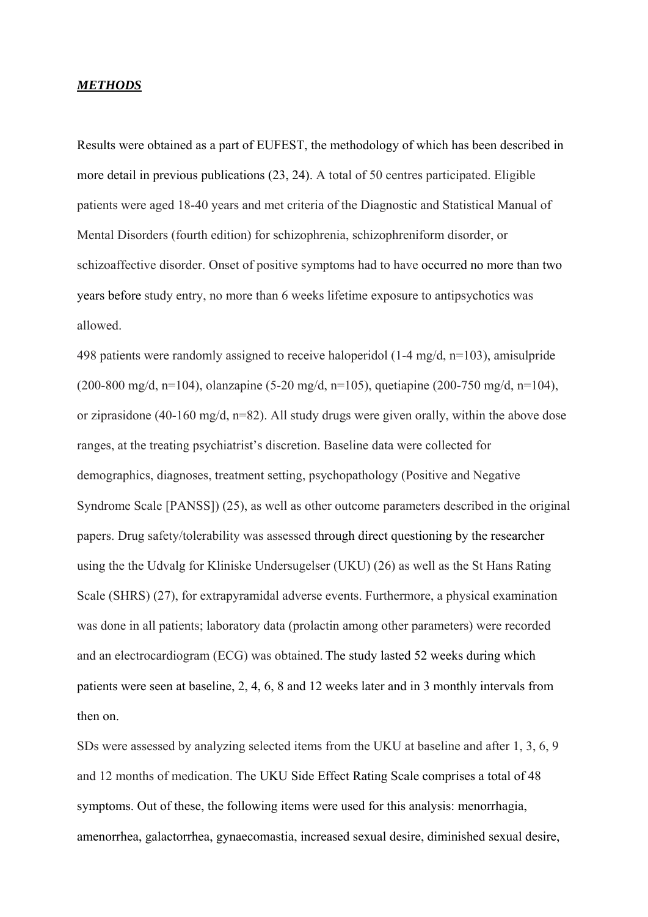***METHODS***

Results were obtained as a part of EUFEST, the methodology of which has been described in more detail in previous publications (23, 24). A total of 50 centres participated. Eligible patients were aged 18-40 years and met criteria of the Diagnostic and Statistical Manual of Mental Disorders (fourth edition) for schizophrenia, schizophreniform disorder, or schizoaffective disorder. Onset of positive symptoms had to have occurred no more than two years before study entry, no more than 6 weeks lifetime exposure to antipsychotics was allowed.

498 patients were randomly assigned to receive haloperidol (1-4 mg/d, n=103), amisulpride (200-800 mg/d, n=104), olanzapine (5-20 mg/d, n=105), quetiapine (200-750 mg/d, n=104), or ziprasidone (40-160 mg/d, n=82). All study drugs were given orally, within the above dose ranges, at the treating psychiatrist's discretion. Baseline data were collected for demographics, diagnoses, treatment setting, psychopathology (Positive and Negative Syndrome Scale [PANSS]) (25), as well as other outcome parameters described in the original papers. Drug safety/tolerability was assessed through direct questioning by the researcher using the the Udvalg for Kliniske Undersugelser (UKU) (26) as well as the St Hans Rating Scale (SHRS) (27), for extrapyramidal adverse events. Furthermore, a physical examination was done in all patients; laboratory data (prolactin among other parameters) were recorded and an electrocardiogram (ECG) was obtained. The study lasted 52 weeks during which patients were seen at baseline, 2, 4, 6, 8 and 12 weeks later and in 3 monthly intervals from then on.

SDs were assessed by analyzing selected items from the UKU at baseline and after 1, 3, 6, 9 and 12 months of medication. The UKU Side Effect Rating Scale comprises a total of 48 symptoms. Out of these, the following items were used for this analysis: menorrhagia, amenorrhea, galactorrhea, gynaecomastia, increased sexual desire, diminished sexual desire,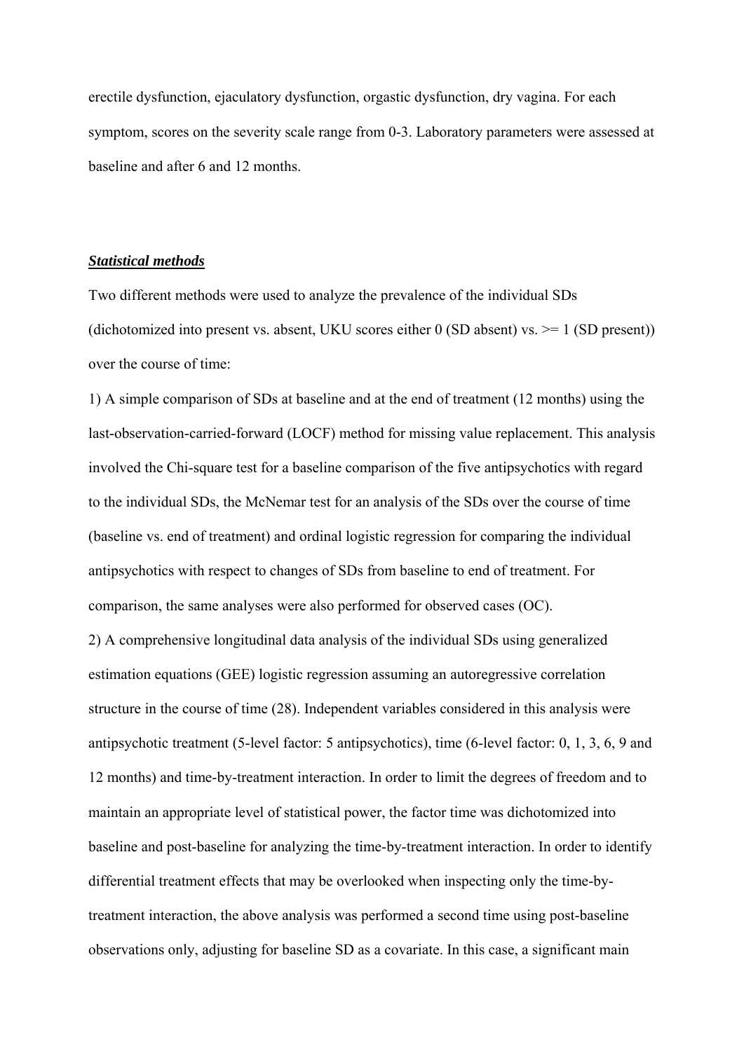erectile dysfunction, ejaculatory dysfunction, orgastic dysfunction, dry vagina. For each symptom, scores on the severity scale range from 0-3. Laboratory parameters were assessed at baseline and after 6 and 12 months.

***Statistical methods***

Two different methods were used to analyze the prevalence of the individual SDs (dichotomized into present vs. absent, UKU scores either 0 (SD absent) vs. >= 1 (SD present)) over the course of time:

1) A simple comparison of SDs at baseline and at the end of treatment (12 months) using the last-observation-carried-forward (LOCF) method for missing value replacement. This analysis involved the Chi-square test for a baseline comparison of the five antipsychotics with regard to the individual SDs, the McNemar test for an analysis of the SDs over the course of time (baseline vs. end of treatment) and ordinal logistic regression for comparing the individual antipsychotics with respect to changes of SDs from baseline to end of treatment. For comparison, the same analyses were also performed for observed cases (OC).

2) A comprehensive longitudinal data analysis of the individual SDs using generalized estimation equations (GEE) logistic regression assuming an autoregressive correlation structure in the course of time (28). Independent variables considered in this analysis were antipsychotic treatment (5-level factor: 5 antipsychotics), time (6-level factor: 0, 1, 3, 6, 9 and 12 months) and time-by-treatment interaction. In order to limit the degrees of freedom and to maintain an appropriate level of statistical power, the factor time was dichotomized into baseline and post-baseline for analyzing the time-by-treatment interaction. In order to identify differential treatment effects that may be overlooked when inspecting only the time-by-treatment interaction, the above analysis was performed a second time using post-baseline observations only, adjusting for baseline SD as a covariate. In this case, a significant main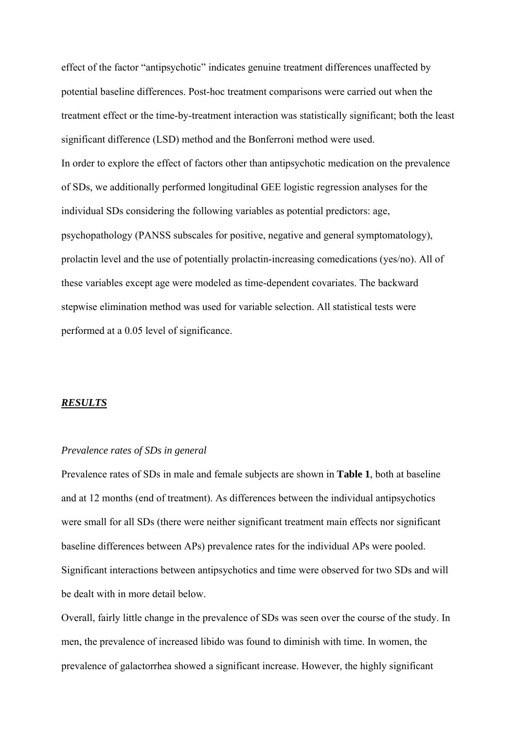effect of the factor “antipsychotic” indicates genuine treatment differences unaffected by potential baseline differences. Post-hoc treatment comparisons were carried out when the treatment effect or the time-by-treatment interaction was statistically significant; both the least significant difference (LSD) method and the Bonferroni method were used.

In order to explore the effect of factors other than antipsychotic medication on the prevalence of SDs, we additionally performed longitudinal GEE logistic regression analyses for the individual SDs considering the following variables as potential predictors: age, psychopathology (PANSS subscales for positive, negative and general symptomatology), prolactin level and the use of potentially prolactin-increasing comedications (yes/no). All of these variables except age were modeled as time-dependent covariates. The backward stepwise elimination method was used for variable selection. All statistical tests were performed at a 0.05 level of significance.

## ***RESULTS***

*Prevalence rates of SDs in general*

Prevalence rates of SDs in male and female subjects are shown in **Table 1**, both at baseline and at 12 months (end of treatment). As differences between the individual antipsychotics were small for all SDs (there were neither significant treatment main effects nor significant baseline differences between APs) prevalence rates for the individual APs were pooled. Significant interactions between antipsychotics and time were observed for two SDs and will be dealt with in more detail below.

Overall, fairly little change in the prevalence of SDs was seen over the course of the study. In men, the prevalence of increased libido was found to diminish with time. In women, the prevalence of galactorrhea showed a significant increase. However, the highly significant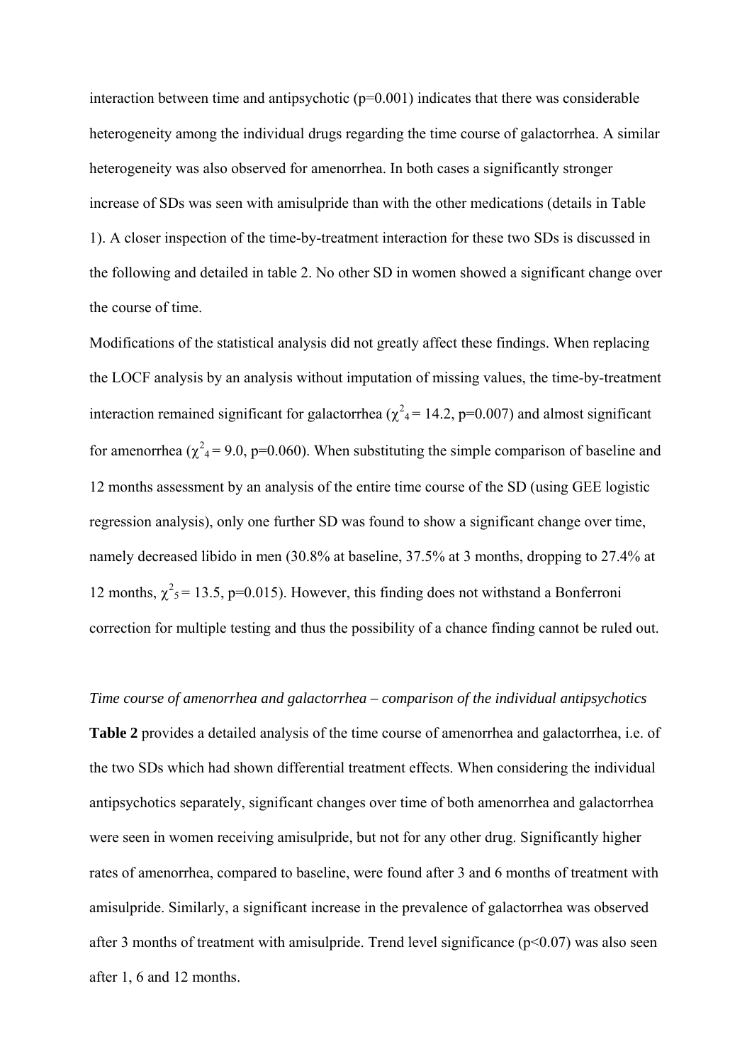interaction between time and antipsychotic ($p=0.001$) indicates that there was considerable heterogeneity among the individual drugs regarding the time course of galactorrhea. A similar heterogeneity was also observed for amenorrhea. In both cases a significantly stronger increase of SDs was seen with amisulpride than with the other medications (details in Table 1). A closer inspection of the time-by-treatment interaction for these two SDs is discussed in the following and detailed in table 2. No other SD in women showed a significant change over the course of time.

Modifications of the statistical analysis did not greatly affect these findings. When replacing the LOCF analysis by an analysis without imputation of missing values, the time-by-treatment interaction remained significant for galactorrhea ($\chi^2_4 = 14.2$, $p=0.007$) and almost significant for amenorrhea ($\chi^2_4 = 9.0$, $p=0.060$). When substituting the simple comparison of baseline and 12 months assessment by an analysis of the entire time course of the SD (using GEE logistic regression analysis), only one further SD was found to show a significant change over time, namely decreased libido in men (30.8% at baseline, 37.5% at 3 months, dropping to 27.4% at 12 months, $\chi^2_5 = 13.5$, $p=0.015$). However, this finding does not withstand a Bonferroni correction for multiple testing and thus the possibility of a chance finding cannot be ruled out.

*Time course of amenorrhea and galactorrhea – comparison of the individual antipsychotics*

**Table 2** provides a detailed analysis of the time course of amenorrhea and galactorrhea, i.e. of the two SDs which had shown differential treatment effects. When considering the individual antipsychotics separately, significant changes over time of both amenorrhea and galactorrhea were seen in women receiving amisulpride, but not for any other drug. Significantly higher rates of amenorrhea, compared to baseline, were found after 3 and 6 months of treatment with amisulpride. Similarly, a significant increase in the prevalence of galactorrhea was observed after 3 months of treatment with amisulpride. Trend level significance ($p<0.07$) was also seen after 1, 6 and 12 months.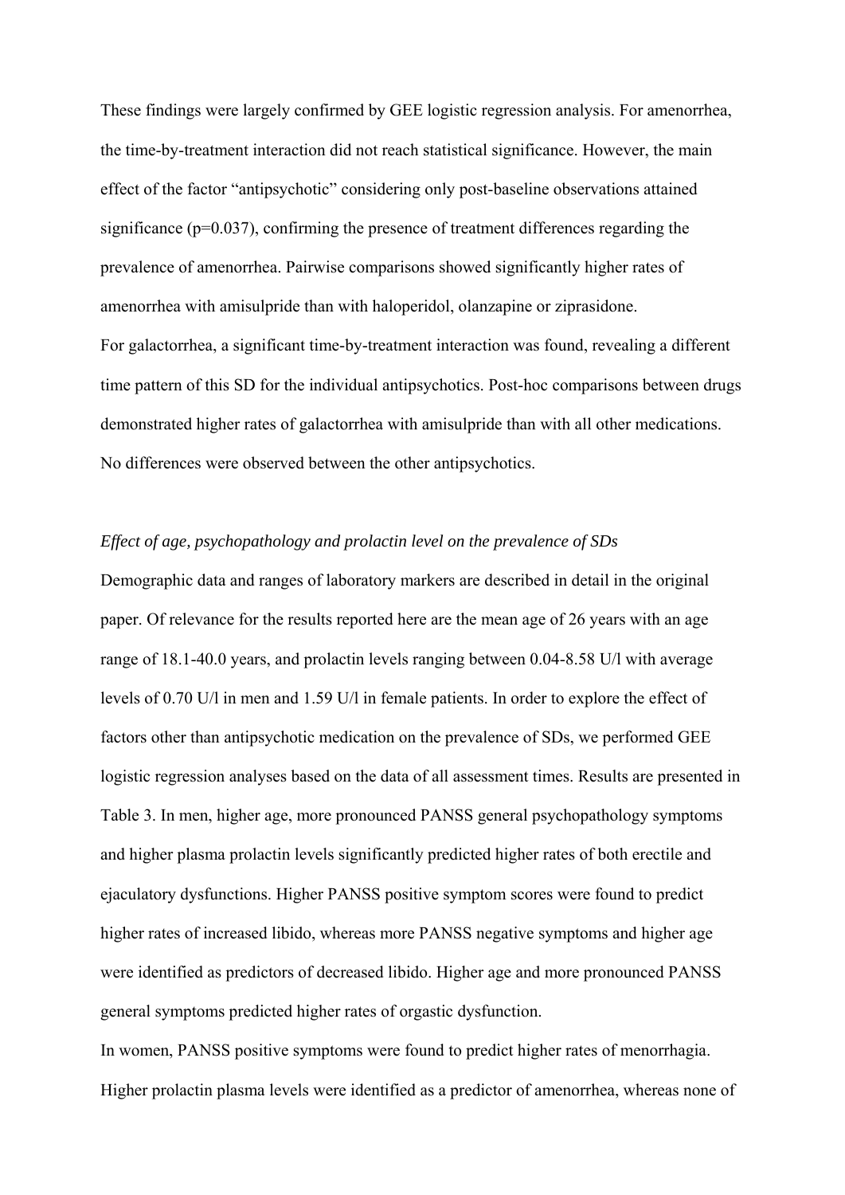These findings were largely confirmed by GEE logistic regression analysis. For amenorrhea, the time-by-treatment interaction did not reach statistical significance. However, the main effect of the factor "antipsychotic" considering only post-baseline observations attained significance ($p=0.037$), confirming the presence of treatment differences regarding the prevalence of amenorrhea. Pairwise comparisons showed significantly higher rates of amenorrhea with amisulpride than with haloperidol, olanzapine or ziprasidone.

For galactorrhea, a significant time-by-treatment interaction was found, revealing a different time pattern of this SD for the individual antipsychotics. Post-hoc comparisons between drugs demonstrated higher rates of galactorrhea with amisulpride than with all other medications. No differences were observed between the other antipsychotics.

*Effect of age, psychopathology and prolactin level on the prevalence of SDs*

Demographic data and ranges of laboratory markers are described in detail in the original paper. Of relevance for the results reported here are the mean age of 26 years with an age range of 18.1-40.0 years, and prolactin levels ranging between 0.04-8.58 U/l with average levels of 0.70 U/l in men and 1.59 U/l in female patients. In order to explore the effect of factors other than antipsychotic medication on the prevalence of SDs, we performed GEE logistic regression analyses based on the data of all assessment times. Results are presented in Table 3. In men, higher age, more pronounced PANSS general psychopathology symptoms and higher plasma prolactin levels significantly predicted higher rates of both erectile and ejaculatory dysfunctions. Higher PANSS positive symptom scores were found to predict higher rates of increased libido, whereas more PANSS negative symptoms and higher age were identified as predictors of decreased libido. Higher age and more pronounced PANSS general symptoms predicted higher rates of orgastic dysfunction.

In women, PANSS positive symptoms were found to predict higher rates of menorrhagia. Higher prolactin plasma levels were identified as a predictor of amenorrhea, whereas none of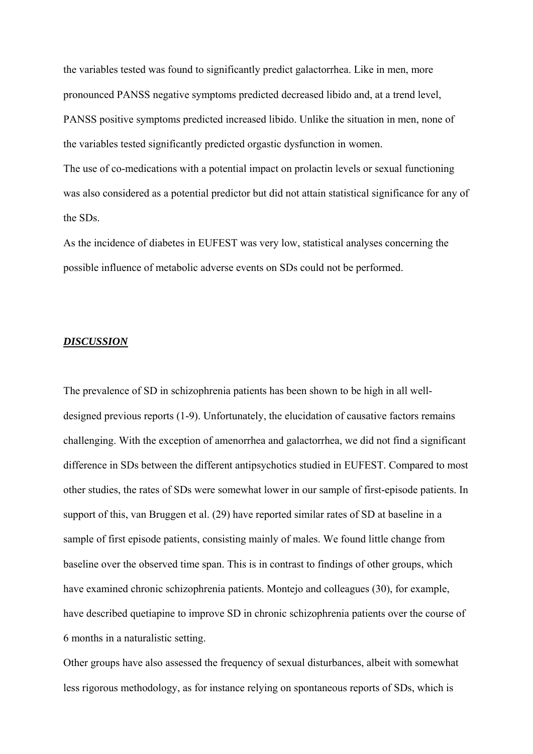the variables tested was found to significantly predict galactorrhea. Like in men, more pronounced PANSS negative symptoms predicted decreased libido and, at a trend level, PANSS positive symptoms predicted increased libido. Unlike the situation in men, none of the variables tested significantly predicted orgastic dysfunction in women.

The use of co-medications with a potential impact on prolactin levels or sexual functioning was also considered as a potential predictor but did not attain statistical significance for any of the SDs.

As the incidence of diabetes in EUFEST was very low, statistical analyses concerning the possible influence of metabolic adverse events on SDs could not be performed.

## ***DISCUSSION***

The prevalence of SD in schizophrenia patients has been shown to be high in all well-designed previous reports (1-9). Unfortunately, the elucidation of causative factors remains challenging. With the exception of amenorrhea and galactorrhea, we did not find a significant difference in SDs between the different antipsychotics studied in EUFEST. Compared to most other studies, the rates of SDs were somewhat lower in our sample of first-episode patients. In support of this, van Bruggen et al. (29) have reported similar rates of SD at baseline in a sample of first episode patients, consisting mainly of males. We found little change from baseline over the observed time span. This is in contrast to findings of other groups, which have examined chronic schizophrenia patients. Montejo and colleagues (30), for example, have described quetiapine to improve SD in chronic schizophrenia patients over the course of 6 months in a naturalistic setting.

Other groups have also assessed the frequency of sexual disturbances, albeit with somewhat less rigorous methodology, as for instance relying on spontaneous reports of SDs, which is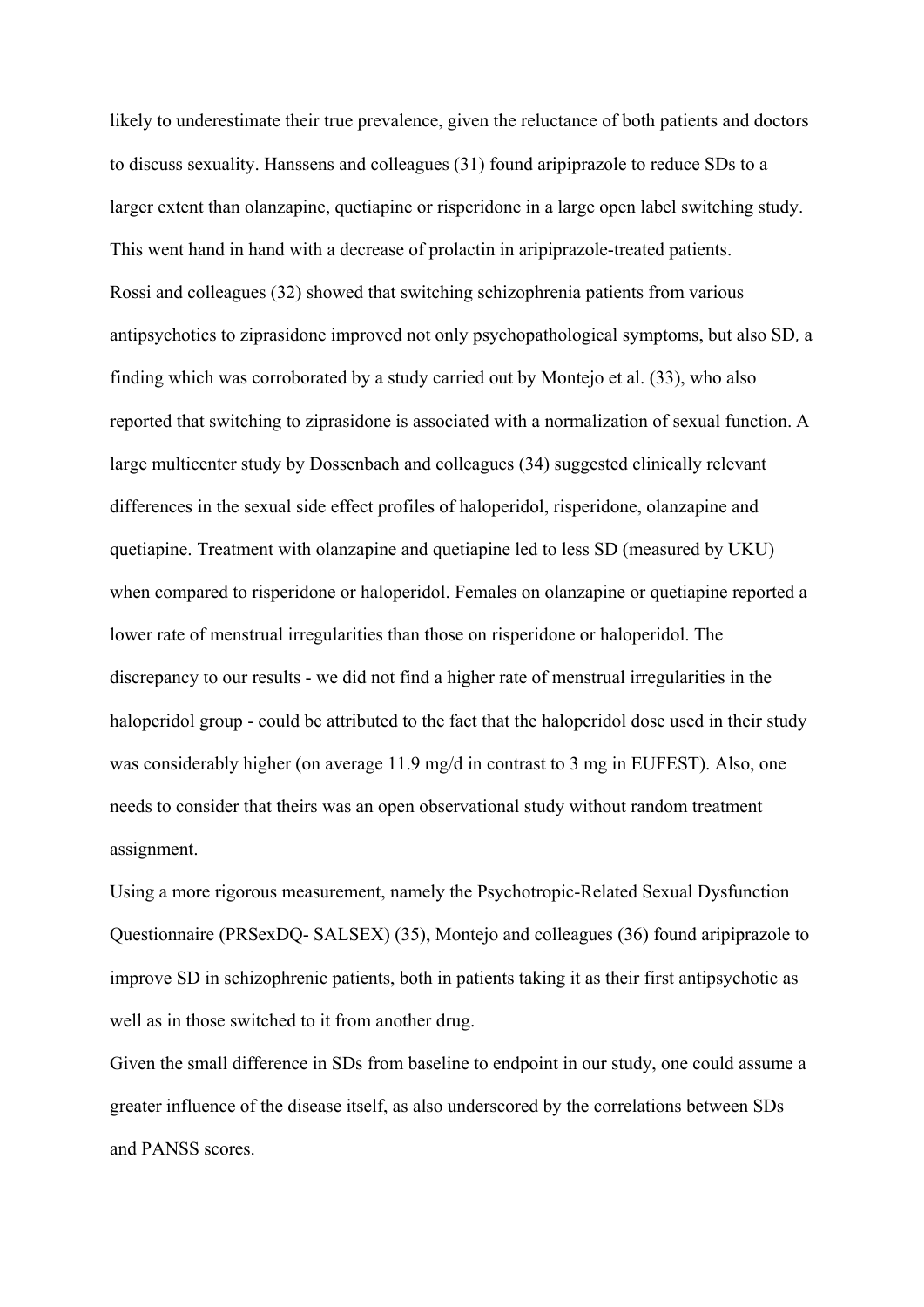likely to underestimate their true prevalence, given the reluctance of both patients and doctors to discuss sexuality. Hanssens and colleagues (31) found aripiprazole to reduce SDs to a larger extent than olanzapine, quetiapine or risperidone in a large open label switching study. This went hand in hand with a decrease of prolactin in aripiprazole-treated patients.

Rossi and colleagues (32) showed that switching schizophrenia patients from various antipsychotics to ziprasidone improved not only psychopathological symptoms, but also SD, a finding which was corroborated by a study carried out by Montejo et al. (33), who also reported that switching to ziprasidone is associated with a normalization of sexual function. A large multicenter study by Dossenbach and colleagues (34) suggested clinically relevant differences in the sexual side effect profiles of haloperidol, risperidone, olanzapine and quetiapine. Treatment with olanzapine and quetiapine led to less SD (measured by UKU) when compared to risperidone or haloperidol. Females on olanzapine or quetiapine reported a lower rate of menstrual irregularities than those on risperidone or haloperidol. The discrepancy to our results - we did not find a higher rate of menstrual irregularities in the haloperidol group - could be attributed to the fact that the haloperidol dose used in their study was considerably higher (on average 11.9 mg/d in contrast to 3 mg in EUFEST). Also, one needs to consider that theirs was an open observational study without random treatment assignment.

Using a more rigorous measurement, namely the Psychotropic-Related Sexual Dysfunction Questionnaire (PRSexDQ- SALSEX) (35), Montejo and colleagues (36) found aripiprazole to improve SD in schizophrenic patients, both in patients taking it as their first antipsychotic as well as in those switched to it from another drug.

Given the small difference in SDs from baseline to endpoint in our study, one could assume a greater influence of the disease itself, as also underscored by the correlations between SDs and PANSS scores.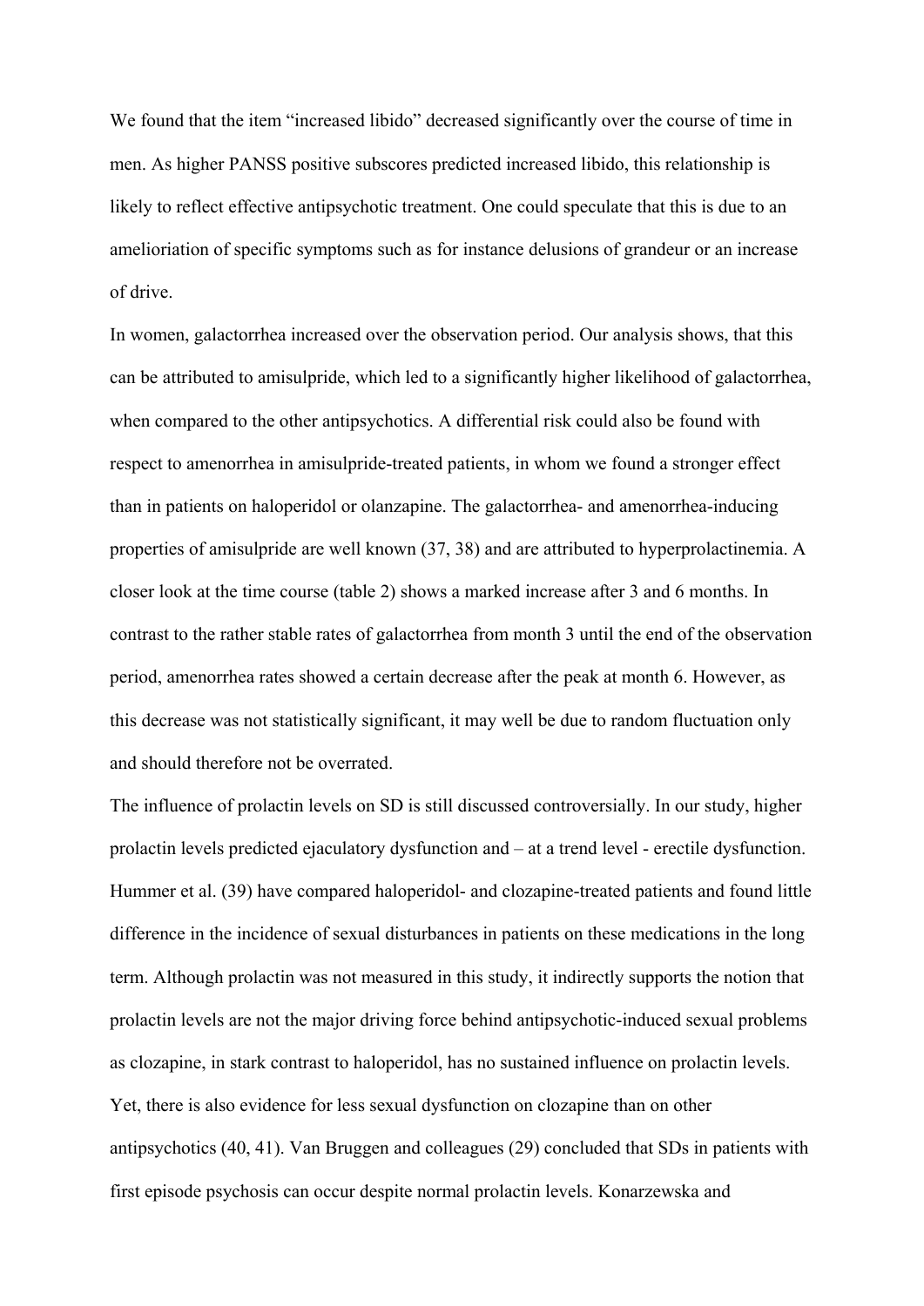We found that the item "increased libido" decreased significantly over the course of time in men. As higher PANSS positive subscores predicted increased libido, this relationship is likely to reflect effective antipsychotic treatment. One could speculate that this is due to an amelioriation of specific symptoms such as for instance delusions of grandeur or an increase of drive.

In women, galactorrhea increased over the observation period. Our analysis shows, that this can be attributed to amisulpride, which led to a significantly higher likelihood of galactorrhea, when compared to the other antipsychotics. A differential risk could also be found with respect to amenorrhea in amisulpride-treated patients, in whom we found a stronger effect than in patients on haloperidol or olanzapine. The galactorrhea- and amenorrhea-inducing properties of amisulpride are well known (37, 38) and are attributed to hyperprolactinemia. A closer look at the time course (table 2) shows a marked increase after 3 and 6 months. In contrast to the rather stable rates of galactorrhea from month 3 until the end of the observation period, amenorrhea rates showed a certain decrease after the peak at month 6. However, as this decrease was not statistically significant, it may well be due to random fluctuation only and should therefore not be overrated.

The influence of prolactin levels on SD is still discussed controversially. In our study, higher prolactin levels predicted ejaculatory dysfunction and – at a trend level - erectile dysfunction. Hummer et al. (39) have compared haloperidol- and clozapine-treated patients and found little difference in the incidence of sexual disturbances in patients on these medications in the long term. Although prolactin was not measured in this study, it indirectly supports the notion that prolactin levels are not the major driving force behind antipsychotic-induced sexual problems as clozapine, in stark contrast to haloperidol, has no sustained influence on prolactin levels. Yet, there is also evidence for less sexual dysfunction on clozapine than on other antipsychotics (40, 41). Van Bruggen and colleagues (29) concluded that SDs in patients with first episode psychosis can occur despite normal prolactin levels. Konarzewska and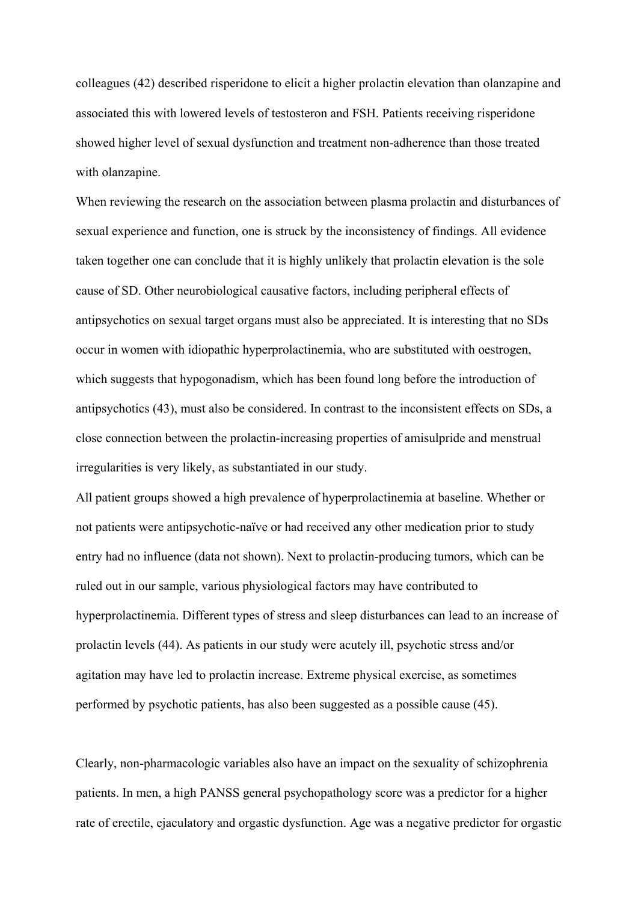colleagues (42) described risperidone to elicit a higher prolactin elevation than olanzapine and associated this with lowered levels of testosteron and FSH. Patients receiving risperidone showed higher level of sexual dysfunction and treatment non-adherence than those treated with olanzapine.

When reviewing the research on the association between plasma prolactin and disturbances of sexual experience and function, one is struck by the inconsistency of findings. All evidence taken together one can conclude that it is highly unlikely that prolactin elevation is the sole cause of SD. Other neurobiological causative factors, including peripheral effects of antipsychotics on sexual target organs must also be appreciated. It is interesting that no SDs occur in women with idiopathic hyperprolactinemia, who are substituted with oestrogen, which suggests that hypogonadism, which has been found long before the introduction of antipsychotics (43), must also be considered. In contrast to the inconsistent effects on SDs, a close connection between the prolactin-increasing properties of amisulpride and menstrual irregularities is very likely, as substantiated in our study.

All patient groups showed a high prevalence of hyperprolactinemia at baseline. Whether or not patients were antipsychotic-naïve or had received any other medication prior to study entry had no influence (data not shown). Next to prolactin-producing tumors, which can be ruled out in our sample, various physiological factors may have contributed to hyperprolactinemia. Different types of stress and sleep disturbances can lead to an increase of prolactin levels (44). As patients in our study were acutely ill, psychotic stress and/or agitation may have led to prolactin increase. Extreme physical exercise, as sometimes performed by psychotic patients, has also been suggested as a possible cause (45).

Clearly, non-pharmacologic variables also have an impact on the sexuality of schizophrenia patients. In men, a high PANSS general psychopathology score was a predictor for a higher rate of erectile, ejaculatory and orgastic dysfunction. Age was a negative predictor for orgastic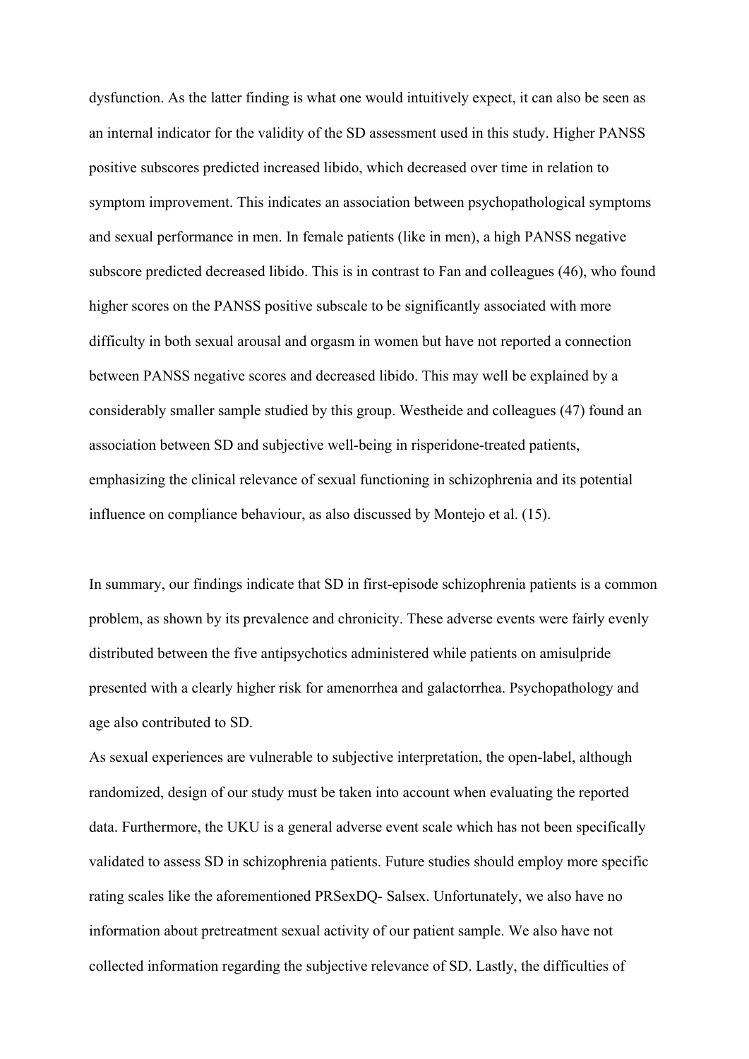dysfunction. As the latter finding is what one would intuitively expect, it can also be seen as an internal indicator for the validity of the SD assessment used in this study. Higher PANSS positive subscores predicted increased libido, which decreased over time in relation to symptom improvement. This indicates an association between psychopathological symptoms and sexual performance in men. In female patients (like in men), a high PANSS negative subscore predicted decreased libido. This is in contrast to Fan and colleagues (46), who found higher scores on the PANSS positive subscale to be significantly associated with more difficulty in both sexual arousal and orgasm in women but have not reported a connection between PANSS negative scores and decreased libido. This may well be explained by a considerably smaller sample studied by this group. Westheide and colleagues (47) found an association between SD and subjective well-being in risperidone-treated patients, emphasizing the clinical relevance of sexual functioning in schizophrenia and its potential influence on compliance behaviour, as also discussed by Montejo et al. (15).

In summary, our findings indicate that SD in first-episode schizophrenia patients is a common problem, as shown by its prevalence and chronicity. These adverse events were fairly evenly distributed between the five antipsychotics administered while patients on amisulpride presented with a clearly higher risk for amenorrhea and galactorrhea. Psychopathology and age also contributed to SD.

As sexual experiences are vulnerable to subjective interpretation, the open-label, although randomized, design of our study must be taken into account when evaluating the reported data. Furthermore, the UKU is a general adverse event scale which has not been specifically validated to assess SD in schizophrenia patients. Future studies should employ more specific rating scales like the aforementioned PRSexDQ- Salsex. Unfortunately, we also have no information about pretreatment sexual activity of our patient sample. We also have not collected information regarding the subjective relevance of SD. Lastly, the difficulties of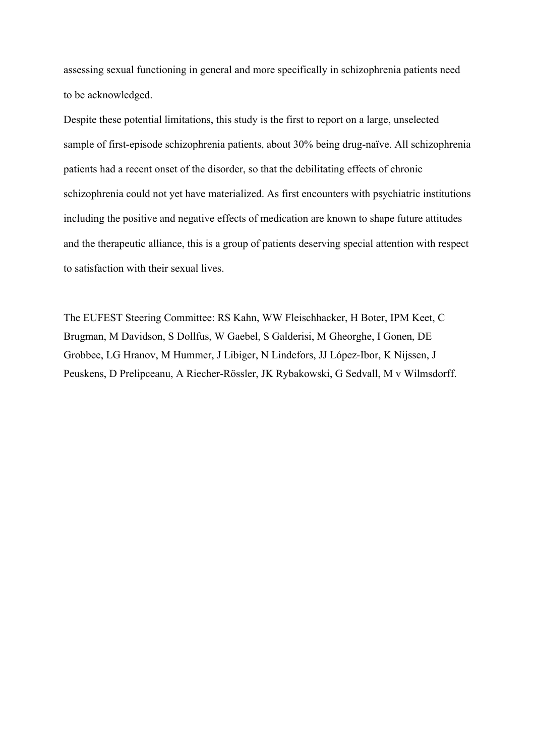assessing sexual functioning in general and more specifically in schizophrenia patients need to be acknowledged.

Despite these potential limitations, this study is the first to report on a large, unselected sample of first-episode schizophrenia patients, about 30% being drug-naïve. All schizophrenia patients had a recent onset of the disorder, so that the debilitating effects of chronic schizophrenia could not yet have materialized. As first encounters with psychiatric institutions including the positive and negative effects of medication are known to shape future attitudes and the therapeutic alliance, this is a group of patients deserving special attention with respect to satisfaction with their sexual lives.

The EUFEST Steering Committee: RS Kahn, WW Fleischhacker, H Boter, IPM Keet, C Brugman, M Davidson, S Dollfus, W Gaebel, S Galderisi, M Gheorghe, I Gonen, DE Grobbee, LG Hranov, M Hummer, J Libiger, N Lindefors, JJ López-Ibor, K Nijssen, J Peuskens, D Prelipceanu, A Riecher-Rössler, JK Rybakowski, G Sedvall, M v Wilmsdorff.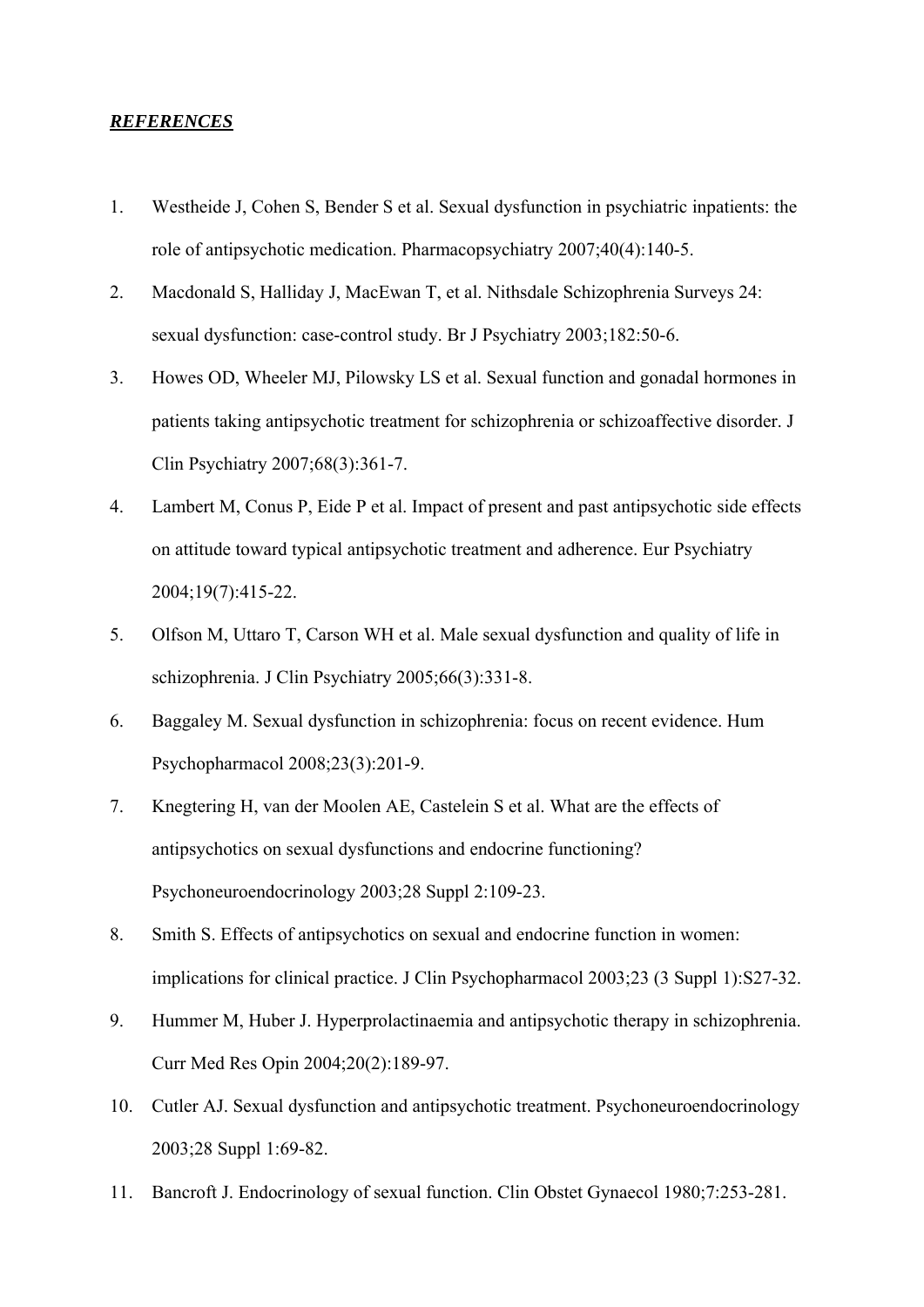***REFERENCES***

1. Westheide J, Cohen S, Bender S et al. Sexual dysfunction in psychiatric inpatients: the role of antipsychotic medication. Pharmacopsychiatry 2007;40(4):140-5.
2. Macdonald S, Halliday J, MacEwan T, et al. Nithsdale Schizophrenia Surveys 24: sexual dysfunction: case-control study. Br J Psychiatry 2003;182:50-6.
3. Howes OD, Wheeler MJ, Pilowsky LS et al. Sexual function and gonadal hormones in patients taking antipsychotic treatment for schizophrenia or schizoaffective disorder. J Clin Psychiatry 2007;68(3):361-7.
4. Lambert M, Conus P, Eide P et al. Impact of present and past antipsychotic side effects on attitude toward typical antipsychotic treatment and adherence. Eur Psychiatry 2004;19(7):415-22.
5. Olfson M, Uttaro T, Carson WH et al. Male sexual dysfunction and quality of life in schizophrenia. J Clin Psychiatry 2005;66(3):331-8.
6. Baggaley M. Sexual dysfunction in schizophrenia: focus on recent evidence. Hum Psychopharmacol 2008;23(3):201-9.
7. Knegtering H, van der Moolen AE, Castelein S et al. What are the effects of antipsychotics on sexual dysfunctions and endocrine functioning? Psychoneuroendocrinology 2003;28 Suppl 2:109-23.
8. Smith S. Effects of antipsychotics on sexual and endocrine function in women: implications for clinical practice. J Clin Psychopharmacol 2003;23 (3 Suppl 1):S27-32.
9. Hummer M, Huber J. Hyperprolactinaemia and antipsychotic therapy in schizophrenia. Curr Med Res Opin 2004;20(2):189-97.
10. Cutler AJ. Sexual dysfunction and antipsychotic treatment. Psychoneuroendocrinology 2003;28 Suppl 1:69-82.
11. Bancroft J. Endocrinology of sexual function. Clin Obstet Gynaecol 1980;7:253-281.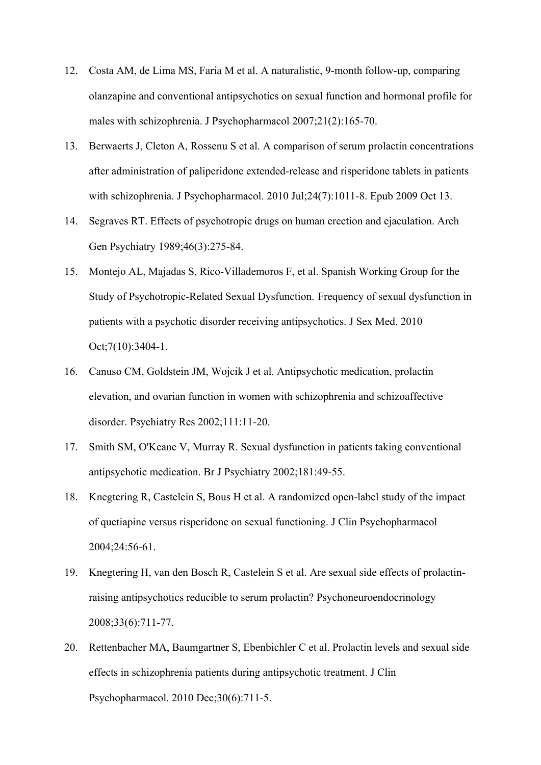12. Costa AM, de Lima MS, Faria M et al. A naturalistic, 9-month follow-up, comparing olanzapine and conventional antipsychotics on sexual function and hormonal profile for males with schizophrenia. J Psychopharmacol 2007;21(2):165-70.
13. Berwaerts J, Cleton A, Rossenu S et al. A comparison of serum prolactin concentrations after administration of paliperidone extended-release and risperidone tablets in patients with schizophrenia. J Psychopharmacol. 2010 Jul;24(7):1011-8. Epub 2009 Oct 13.
14. Segraves RT. Effects of psychotropic drugs on human erection and ejaculation. Arch Gen Psychiatry 1989;46(3):275-84.
15. Montejo AL, Majadas S, Rico-Villademoros F, et al. Spanish Working Group for the Study of Psychotropic-Related Sexual Dysfunction. Frequency of sexual dysfunction in patients with a psychotic disorder receiving antipsychotics. J Sex Med. 2010 Oct;7(10):3404-1.
16. Canuso CM, Goldstein JM, Wojcik J et al. Antipsychotic medication, prolactin elevation, and ovarian function in women with schizophrenia and schizoaffective disorder. Psychiatry Res 2002;111:11-20.
17. Smith SM, O'Keane V, Murray R. Sexual dysfunction in patients taking conventional antipsychotic medication. Br J Psychiatry 2002;181:49-55.
18. Knegtering R, Castelein S, Bous H et al. A randomized open-label study of the impact of quetiapine versus risperidone on sexual functioning. J Clin Psychopharmacol 2004;24:56-61.
19. Knegtering H, van den Bosch R, Castelein S et al. Are sexual side effects of prolactin-raising antipsychotics reducible to serum prolactin? Psychoneuroendocrinology 2008;33(6):711-77.
20. Rettenbacher MA, Baumgartner S, Ebenbichler C et al. Prolactin levels and sexual side effects in schizophrenia patients during antipsychotic treatment. J Clin Psychopharmacol. 2010 Dec;30(6):711-5.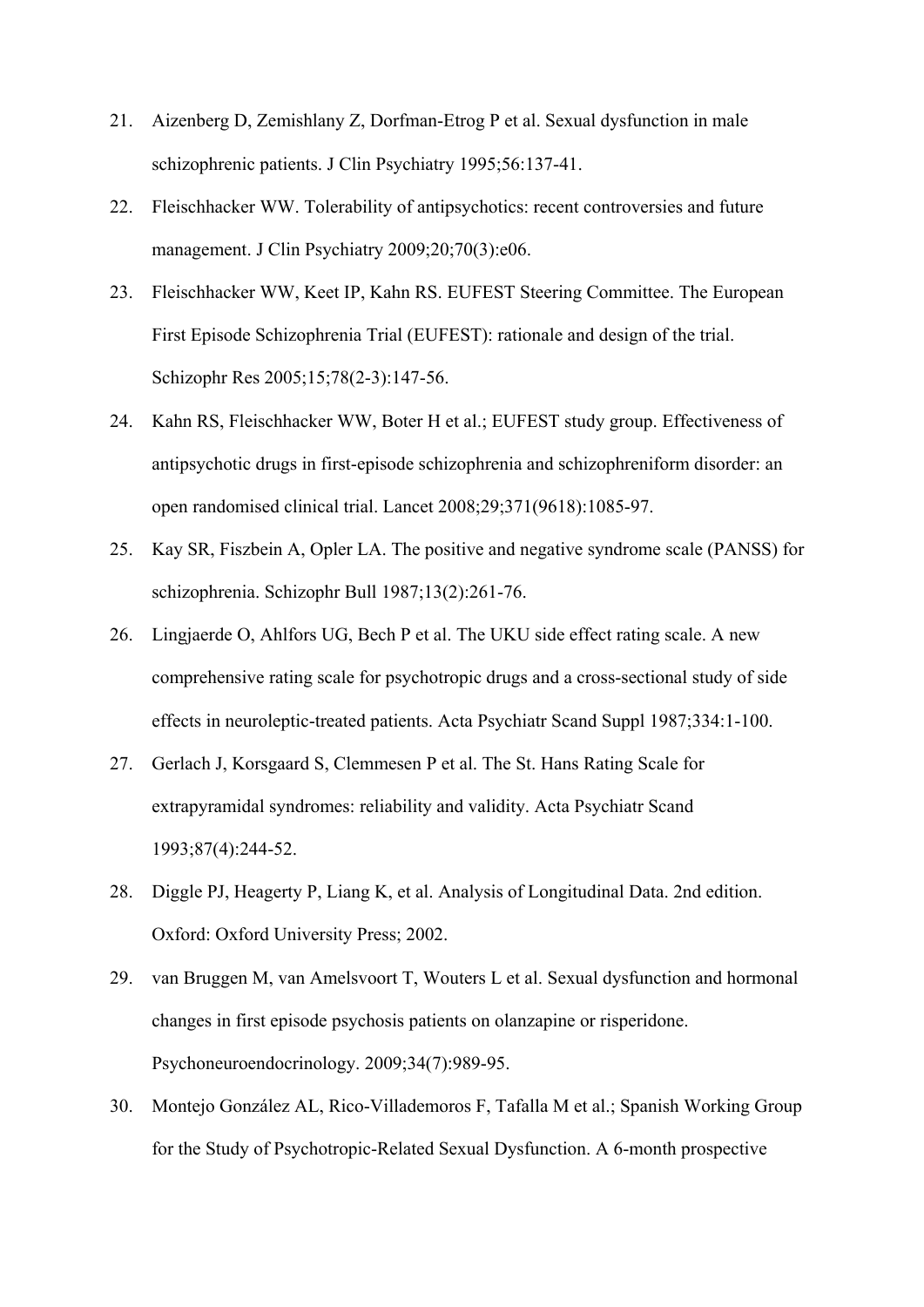21. Aizenberg D, Zemishlany Z, Dorfman-Etrog P et al. Sexual dysfunction in male schizophrenic patients. J Clin Psychiatry 1995;56:137-41.
22. Fleischhacker WW. Tolerability of antipsychotics: recent controversies and future management. J Clin Psychiatry 2009;20;70(3):e06.
23. Fleischhacker WW, Keet IP, Kahn RS. EUFEST Steering Committee. The European First Episode Schizophrenia Trial (EUFEST): rationale and design of the trial. Schizophr Res 2005;15;78(2-3):147-56.
24. Kahn RS, Fleischhacker WW, Boter H et al.; EUFEST study group. Effectiveness of antipsychotic drugs in first-episode schizophrenia and schizophreniform disorder: an open randomised clinical trial. Lancet 2008;29;371(9618):1085-97.
25. Kay SR, Fiszbein A, Opler LA. The positive and negative syndrome scale (PANSS) for schizophrenia. Schizophr Bull 1987;13(2):261-76.
26. Lingjaerde O, Ahlfors UG, Bech P et al. The UKU side effect rating scale. A new comprehensive rating scale for psychotropic drugs and a cross-sectional study of side effects in neuroleptic-treated patients. Acta Psychiatr Scand Suppl 1987;334:1-100.
27. Gerlach J, Korsgaard S, Clemmesen P et al. The St. Hans Rating Scale for extrapyramidal syndromes: reliability and validity. Acta Psychiatr Scand 1993;87(4):244-52.
28. Diggle PJ, Heagerty P, Liang K, et al. Analysis of Longitudinal Data. 2nd edition. Oxford: Oxford University Press; 2002.
29. van Bruggen M, van Amelsvoort T, Wouters L et al. Sexual dysfunction and hormonal changes in first episode psychosis patients on olanzapine or risperidone. Psychoneuroendocrinology. 2009;34(7):989-95.
30. Montejo González AL, Rico-Villademoros F, Tafalla M et al.; Spanish Working Group for the Study of Psychotropic-Related Sexual Dysfunction. A 6-month prospective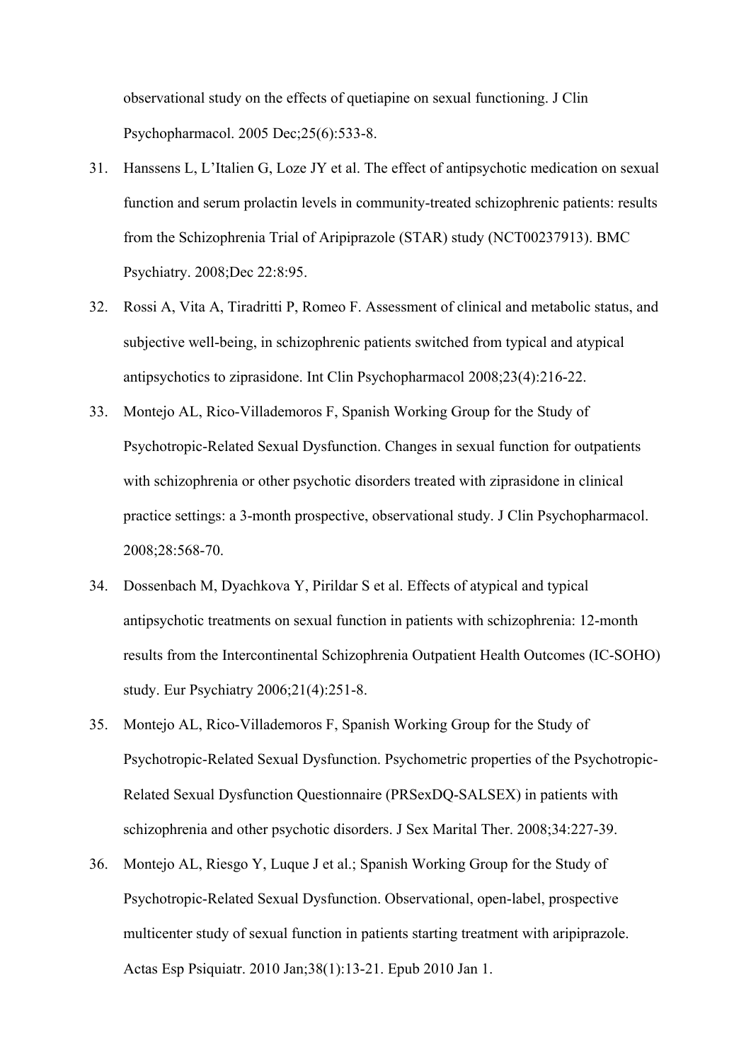observational study on the effects of quetiapine on sexual functioning. J Clin Psychopharmacol. 2005 Dec;25(6):533-8.

31. Hanssens L, L'Italien G, Loze JY et al. The effect of antipsychotic medication on sexual function and serum prolactin levels in community-treated schizophrenic patients: results from the Schizophrenia Trial of Aripiprazole (STAR) study (NCT00237913). BMC Psychiatry. 2008;Dec 22:8:95.

32. Rossi A, Vita A, Tiradritti P, Romeo F. Assessment of clinical and metabolic status, and subjective well-being, in schizophrenic patients switched from typical and atypical antipsychotics to ziprasidone. Int Clin Psychopharmacol 2008;23(4):216-22.

33. Montejo AL, Rico-Villademoros F, Spanish Working Group for the Study of Psychotropic-Related Sexual Dysfunction. Changes in sexual function for outpatients with schizophrenia or other psychotic disorders treated with ziprasidone in clinical practice settings: a 3-month prospective, observational study. J Clin Psychopharmacol. 2008;28:568-70.

34. Dossenbach M, Dyachkova Y, Pirildar S et al. Effects of atypical and typical antipsychotic treatments on sexual function in patients with schizophrenia: 12-month results from the Intercontinental Schizophrenia Outpatient Health Outcomes (IC-SOHO) study. Eur Psychiatry 2006;21(4):251-8.

35. Montejo AL, Rico-Villademoros F, Spanish Working Group for the Study of Psychotropic-Related Sexual Dysfunction. Psychometric properties of the Psychotropic-Related Sexual Dysfunction Questionnaire (PRSexDQ-SALSEX) in patients with schizophrenia and other psychotic disorders. J Sex Marital Ther. 2008;34:227-39.

36. Montejo AL, Riesgo Y, Luque J et al.; Spanish Working Group for the Study of Psychotropic-Related Sexual Dysfunction. Observational, open-label, prospective multicenter study of sexual function in patients starting treatment with aripiprazole. Actas Esp Psiquiatr. 2010 Jan;38(1):13-21. Epub 2010 Jan 1.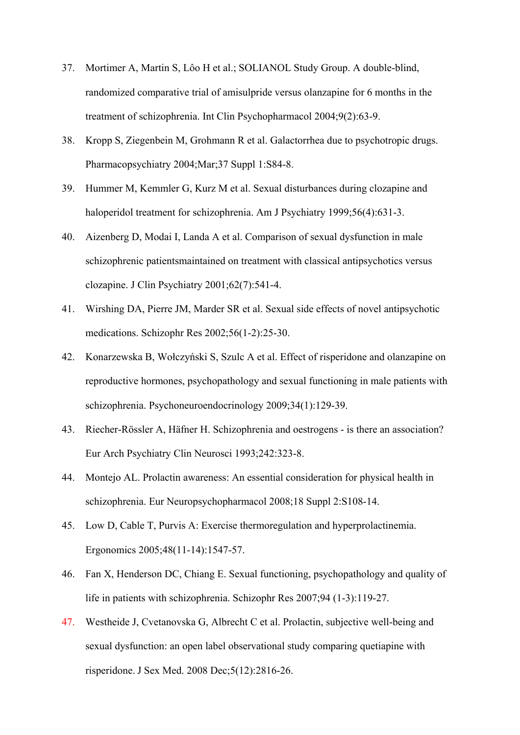37. Mortimer A, Martin S, Lôo H et al.; SOLIANOL Study Group. A double-blind, randomized comparative trial of amisulpride versus olanzapine for 6 months in the treatment of schizophrenia. Int Clin Psychopharmacol 2004;9(2):63-9.
38. Kropp S, Ziegenbein M, Grohmann R et al. Galactorrhea due to psychotropic drugs. Pharmacopsychiatry 2004;Mar;37 Suppl 1:S84-8.
39. Hummer M, Kemmler G, Kurz M et al. Sexual disturbances during clozapine and haloperidol treatment for schizophrenia. Am J Psychiatry 1999;56(4):631-3.
40. Aizenberg D, Modai I, Landa A et al. Comparison of sexual dysfunction in male schizophrenic patientsmaintained on treatment with classical antipsychotics versus clozapine. J Clin Psychiatry 2001;62(7):541-4.
41. Wirshing DA, Pierre JM, Marder SR et al. Sexual side effects of novel antipsychotic medications. Schizophr Res 2002;56(1-2):25-30.
42. Konarzewska B, Wołczyński S, Szulc A et al. Effect of risperidone and olanzapine on reproductive hormones, psychopathology and sexual functioning in male patients with schizophrenia. Psychoneuroendocrinology 2009;34(1):129-39.
43. Riecher-Rössler A, Häfner H. Schizophrenia and oestrogens - is there an association? Eur Arch Psychiatry Clin Neurosci 1993;242:323-8.
44. Montejo AL. Prolactin awareness: An essential consideration for physical health in schizophrenia. Eur Neuropsychopharmacol 2008;18 Suppl 2:S108-14.
45. Low D, Cable T, Purvis A: Exercise thermoregulation and hyperprolactinemia. Ergonomics 2005;48(11-14):1547-57.
46. Fan X, Henderson DC, Chiang E. Sexual functioning, psychopathology and quality of life in patients with schizophrenia. Schizophr Res 2007;94 (1-3):119-27.
47. Westheide J, Cvetanovska G, Albrecht C et al. Prolactin, subjective well-being and sexual dysfunction: an open label observational study comparing quetiapine with risperidone. J Sex Med. 2008 Dec;5(12):2816-26.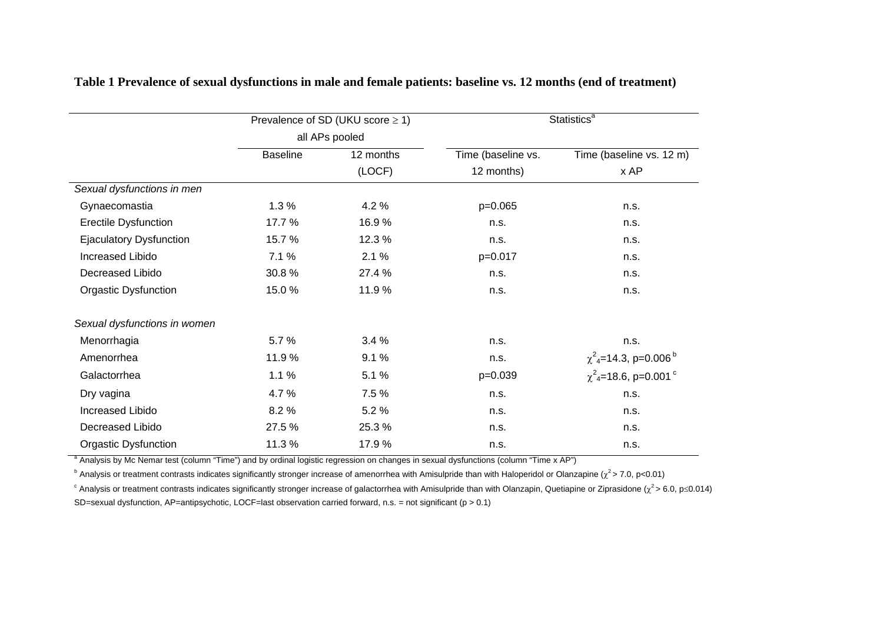**Table 1 Prevalence of sexual dysfunctions in male and female patients: baseline vs. 12 months (end of treatment)**

| | Prevalence of SD (UKU score ≥ 1) all APs pooled | | Statistics[a] | |
|---|---|---|---|---|
| | Baseline | 12 months (LOCF) | Time (baseline vs. 12 months) | Time (baseline vs. 12 m) x AP |
| *Sexual dysfunctions in men* | | | | |
| Gynaecomastia | 1.3 % | 4.2 % | p=0.065 | n.s. |
| Erectile Dysfunction | 17.7 % | 16.9 % | n.s. | n.s. |
| Ejaculatory Dysfunction | 15.7 % | 12.3 % | n.s. | n.s. |
| Increased Libido | 7.1 % | 2.1 % | p=0.017 | n.s. |
| Decreased Libido | 30.8 % | 27.4 % | n.s. | n.s. |
| Orgastic Dysfunction | 15.0 % | 11.9 % | n.s. | n.s. |
| *Sexual dysfunctions in women* | | | | |
| Menorrhagia | 5.7 % | 3.4 % | n.s. | n.s. |
| Amenorrhea | 11.9 % | 9.1 % | n.s. | $\chi^2_4$=14.3, p=0.006 [b] |
| Galactorrhea | 1.1 % | 5.1 % | p=0.039 | $\chi^2_4$=18.6, p=0.001 [c] |
| Dry vagina | 4.7 % | 7.5 % | n.s. | n.s. |
| Increased Libido | 8.2 % | 5.2 % | n.s. | n.s. |
| Decreased Libido | 27.5 % | 25.3 % | n.s. | n.s. |
| Orgastic Dysfunction | 11.3 % | 17.9 % | n.s. | n.s. |

[a] Analysis by Mc Nemar test (column "Time") and by ordinal logistic regression on changes in sexual dysfunctions (column "Time x AP")

[b] Analysis or treatment contrasts indicates significantly stronger increase of amenorrhea with Amisulpride than with Haloperidol or Olanzapine ($\chi^2$ > 7.0, p<0.01)

[c] Analysis or treatment contrasts indicates significantly stronger increase of galactorrhea with Amisulpride than with Olanzapin, Quetiapine or Ziprasidone ($\chi^2$ > 6.0, p≤0.014)

SD=sexual dysfunction, AP=antipsychotic, LOCF=last observation carried forward, n.s. = not significant (p > 0.1)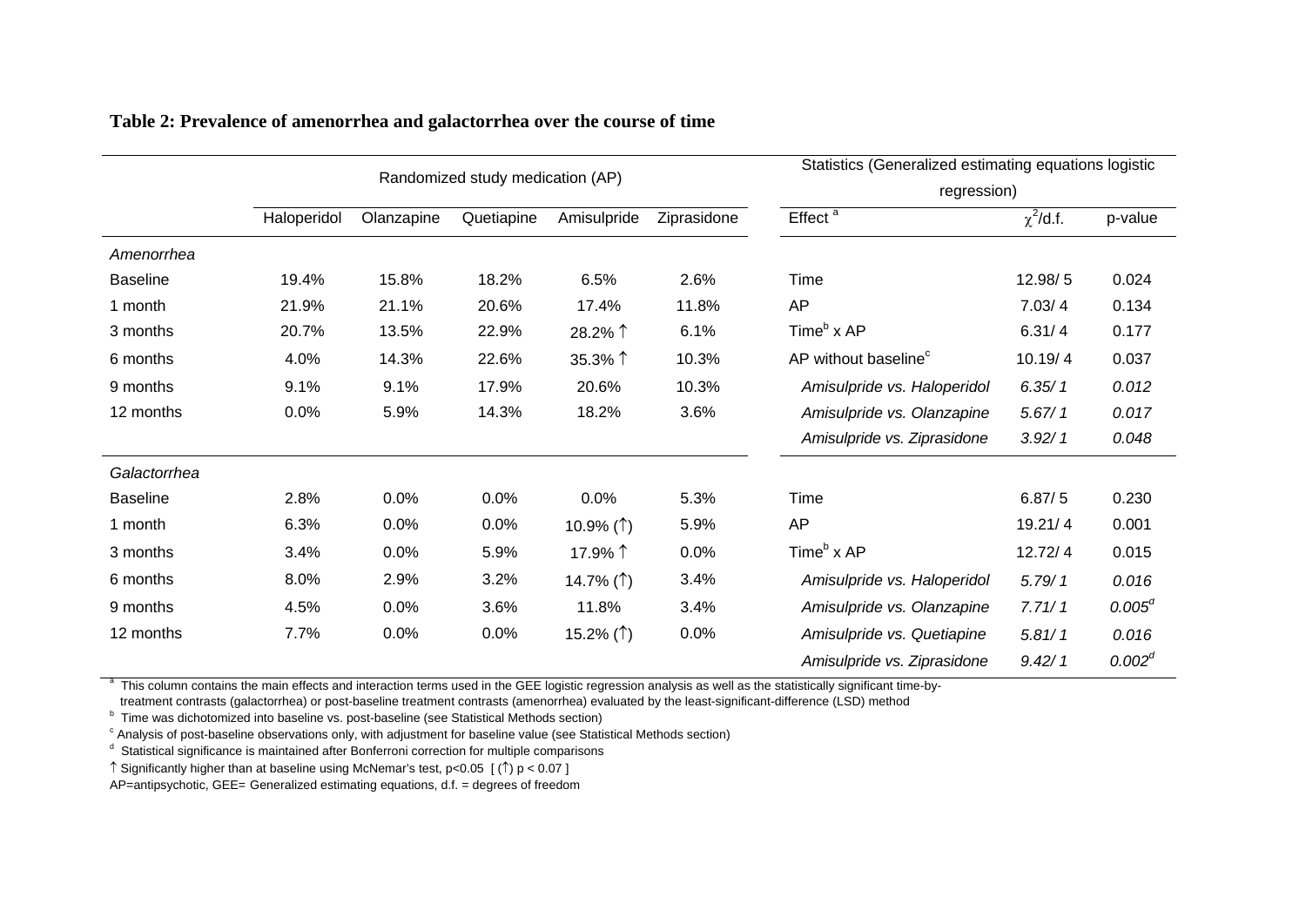**Table 2: Prevalence of amenorrhea and galactorrhea over the course of time**

| | Randomized study medication (AP) | | | | | Statistics (Generalized estimating equations logistic regression) | | |
|---|---|---|---|---|---|---|---|---|
| | Haloperidol | Olanzapine | Quetiapine | Amisulpride | Ziprasidone | Effect [a] | $\chi^2$/d.f. | p-value |
| *Amenorrhea* | | | | | | | | |
| Baseline | 19.4% | 15.8% | 18.2% | 6.5% | 2.6% | Time | 12.98/ 5 | 0.024 |
| 1 month | 21.9% | 21.1% | 20.6% | 17.4% | 11.8% | AP | 7.03/ 4 | 0.134 |
| 3 months | 20.7% | 13.5% | 22.9% | 28.2% ↑ | 6.1% | Time[b] x AP | 6.31/ 4 | 0.177 |
| 6 months | 4.0% | 14.3% | 22.6% | 35.3% ↑ | 10.3% | AP without baseline[c] | 10.19/ 4 | 0.037 |
| 9 months | 9.1% | 9.1% | 17.9% | 20.6% | 10.3% | *Amisulpride vs. Haloperidol* | *6.35/ 1* | *0.012* |
| 12 months | 0.0% | 5.9% | 14.3% | 18.2% | 3.6% | *Amisulpride vs. Olanzapine* | *5.67/ 1* | *0.017* |
| | | | | | | *Amisulpride vs. Ziprasidone* | *3.92/ 1* | *0.048* |
| *Galactorrhea* | | | | | | | | |
| Baseline | 2.8% | 0.0% | 0.0% | 0.0% | 5.3% | Time | 6.87/ 5 | 0.230 |
| 1 month | 6.3% | 0.0% | 0.0% | 10.9% (↑) | 5.9% | AP | 19.21/ 4 | 0.001 |
| 3 months | 3.4% | 0.0% | 5.9% | 17.9% ↑ | 0.0% | Time[b] x AP | 12.72/ 4 | 0.015 |
| 6 months | 8.0% | 2.9% | 3.2% | 14.7% (↑) | 3.4% | *Amisulpride vs. Haloperidol* | *5.79/ 1* | *0.016* |
| 9 months | 4.5% | 0.0% | 3.6% | 11.8% | 3.4% | *Amisulpride vs. Olanzapine* | *7.71/ 1* | *0.005*[d] |
| 12 months | 7.7% | 0.0% | 0.0% | 15.2% (↑) | 0.0% | *Amisulpride vs. Quetiapine* | *5.81/ 1* | *0.016* |
| | | | | | | *Amisulpride vs. Ziprasidone* | *9.42/ 1* | *0.002*[d] |

[a] This column contains the main effects and interaction terms used in the GEE logistic regression analysis as well as the statistically significant time-by-treatment contrasts (galactorrhea) or post-baseline treatment contrasts (amenorrhea) evaluated by the least-significant-difference (LSD) method

[b] Time was dichotomized into baseline vs. post-baseline (see Statistical Methods section)

[c] Analysis of post-baseline observations only, with adjustment for baseline value (see Statistical Methods section)

[d] Statistical significance is maintained after Bonferroni correction for multiple comparisons

↑ Significantly higher than at baseline using McNemar's test, $p<0.05$ [ (↑) $p < 0.07$ ]

AP=antipsychotic, GEE= Generalized estimating equations, d.f. = degrees of freedom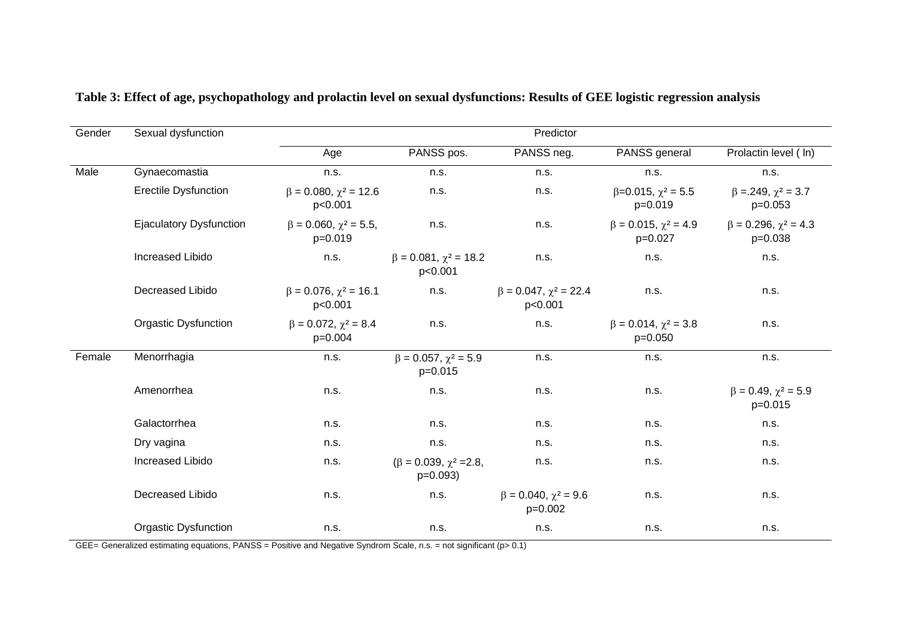**Table 3: Effect of age, psychopathology and prolactin level on sexual dysfunctions: Results of GEE logistic regression analysis**

| Gender | Sexual dysfunction | Predictor | | | | |
|---|---|---|---|---|---|---|
| | | Age | PANSS pos. | PANSS neg. | PANSS general | Prolactin level ( ln) |
| Male | Gynaecomastia | n.s. | n.s. | n.s. | n.s. | n.s. |
| | Erectile Dysfunction | $\beta$ = 0.080, $\chi^2$ = 12.6 p<0.001 | n.s. | n.s. | $\beta$=0.015, $\chi^2$ = 5.5 p=0.019 | $\beta$ =.249, $\chi^2$ = 3.7 p=0.053 |
| | Ejaculatory Dysfunction | $\beta$ = 0.060, $\chi^2$ = 5.5, p=0.019 | n.s. | n.s. | $\beta$ = 0.015, $\chi^2$ = 4.9 p=0.027 | $\beta$ = 0.296, $\chi^2$ = 4.3 p=0.038 |
| | Increased Libido | n.s. | $\beta$ = 0.081, $\chi^2$ = 18.2 p<0.001 | n.s. | n.s. | n.s. |
| | Decreased Libido | $\beta$ = 0.076, $\chi^2$ = 16.1 p<0.001 | n.s. | $\beta$ = 0.047, $\chi^2$ = 22.4 p<0.001 | n.s. | n.s. |
| | Orgastic Dysfunction | $\beta$ = 0.072, $\chi^2$ = 8.4 p=0.004 | n.s. | n.s. | $\beta$ = 0.014, $\chi^2$ = 3.8 p=0.050 | n.s. |
| Female | Menorrhagia | n.s. | $\beta$ = 0.057, $\chi^2$ = 5.9 p=0.015 | n.s. | n.s. | n.s. |
| | Amenorrhea | n.s. | n.s. | n.s. | n.s. | $\beta$ = 0.49, $\chi^2$ = 5.9 p=0.015 |
| | Galactorrhea | n.s. | n.s. | n.s. | n.s. | n.s. |
| | Dry vagina | n.s. | n.s. | n.s. | n.s. | n.s. |
| | Increased Libido | n.s. | ($\beta$ = 0.039, $\chi^2$ =2.8, p=0.093) | n.s. | n.s. | n.s. |
| | Decreased Libido | n.s. | n.s. | $\beta$ = 0.040, $\chi^2$ = 9.6 p=0.002 | n.s. | n.s. |
| | Orgastic Dysfunction | n.s. | n.s. | n.s. | n.s. | n.s. |

GEE= Generalized estimating equations, PANSS = Positive and Negative Syndrom Scale, n.s. = not significant (p> 0.1)